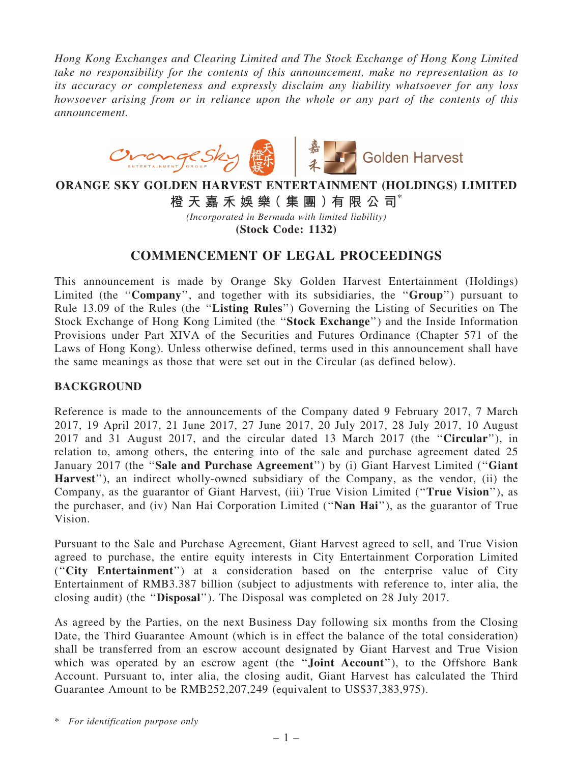*Hong Kong Exchanges and Clearing Limited and The Stock Exchange of Hong Kong Limited take no responsibility for the contents of this announcement, make no representation as to its accuracy or completeness and expressly disclaim any liability whatsoever for any loss howsoever arising from or in reliance upon the whole or any part of the contents of this announcement.*

**ORANGE SKY GOLDEN HARVEST ENTERTAINMENT (HOLDINGS) LIMITED**

**橙天嘉禾娛樂(集團)有限公司***

*(Incorporated in Bermuda with limited liability)*

**(Stock Code: 1132)**

# COMMENCEMENT OF LEGAL PROCEEDINGS

This announcement is made by Orange Sky Golden Harvest Entertainment (Holdings) Limited (the "**Company**", and together with its subsidiaries, the "**Group**") pursuant to Rule 13.09 of the Rules (the "**Listing Rules**") Governing the Listing of Securities on The Stock Exchange of Hong Kong Limited (the "**Stock Exchange**") and the Inside Information Provisions under Part XIVA of the Securities and Futures Ordinance (Chapter 571 of the Laws of Hong Kong). Unless otherwise defined, terms used in this announcement shall have the same meanings as those that were set out in the Circular (as defined below).

## BACKGROUND

Reference is made to the announcements of the Company dated 9 February 2017, 7 March 2017, 19 April 2017, 21 June 2017, 27 June 2017, 20 July 2017, 28 July 2017, 10 August 2017 and 31 August 2017, and the circular dated 13 March 2017 (the "**Circular**"), in relation to, among others, the entering into of the sale and purchase agreement dated 25 January 2017 (the "**Sale and Purchase Agreement**") by (i) Giant Harvest Limited ("**Giant Harvest**"), an indirect wholly-owned subsidiary of the Company, as the vendor, (ii) the Company, as the guarantor of Giant Harvest, (iii) True Vision Limited ("**True Vision**"), as the purchaser, and (iv) Nan Hai Corporation Limited ("**Nan Hai**"), as the guarantor of True Vision.

Pursuant to the Sale and Purchase Agreement, Giant Harvest agreed to sell, and True Vision agreed to purchase, the entire equity interests in City Entertainment Corporation Limited ("**City Entertainment**") at a consideration based on the enterprise value of City Entertainment of RMB3.387 billion (subject to adjustments with reference to, inter alia, the closing audit) (the "**Disposal**"). The Disposal was completed on 28 July 2017.

As agreed by the Parties, on the next Business Day following six months from the Closing Date, the Third Guarantee Amount (which is in effect the balance of the total consideration) shall be transferred from an escrow account designated by Giant Harvest and True Vision which was operated by an escrow agent (the "**Joint Account**"), to the Offshore Bank Account. Pursuant to, inter alia, the closing audit, Giant Harvest has calculated the Third Guarantee Amount to be RMB252,207,249 (equivalent to US$37,383,975).

\* *For identification purpose only*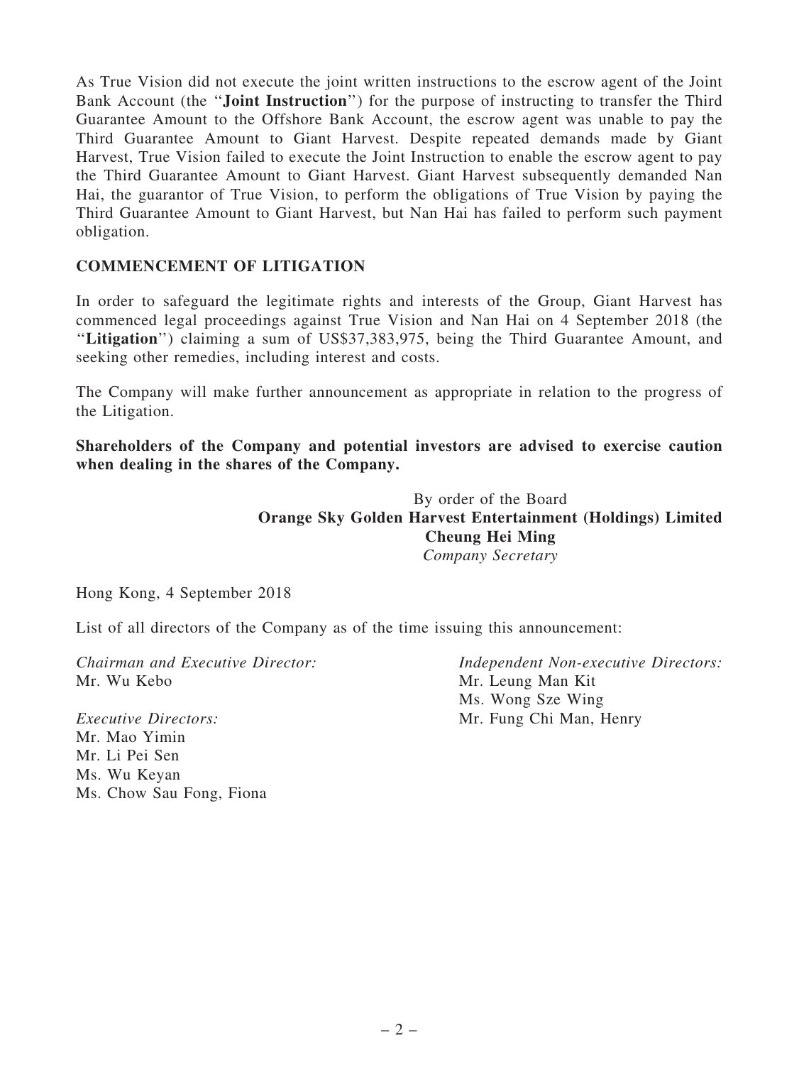As True Vision did not execute the joint written instructions to the escrow agent of the Joint Bank Account (the "**Joint Instruction**") for the purpose of instructing to transfer the Third Guarantee Amount to the Offshore Bank Account, the escrow agent was unable to pay the Third Guarantee Amount to Giant Harvest. Despite repeated demands made by Giant Harvest, True Vision failed to execute the Joint Instruction to enable the escrow agent to pay the Third Guarantee Amount to Giant Harvest. Giant Harvest subsequently demanded Nan Hai, the guarantor of True Vision, to perform the obligations of True Vision by paying the Third Guarantee Amount to Giant Harvest, but Nan Hai has failed to perform such payment obligation.

## COMMENCEMENT OF LITIGATION

In order to safeguard the legitimate rights and interests of the Group, Giant Harvest has commenced legal proceedings against True Vision and Nan Hai on 4 September 2018 (the "**Litigation**") claiming a sum of US$37,383,975, being the Third Guarantee Amount, and seeking other remedies, including interest and costs.

The Company will make further announcement as appropriate in relation to the progress of the Litigation.

**Shareholders of the Company and potential investors are advised to exercise caution when dealing in the shares of the Company.**

By order of the Board
**Orange Sky Golden Harvest Entertainment (Holdings) Limited**
**Cheung Hei Ming**
*Company Secretary*

Hong Kong, 4 September 2018

List of all directors of the Company as of the time issuing this announcement:

*Chairman and Executive Director:*
Mr. Wu Kebo

*Executive Directors:*
Mr. Mao Yimin
Mr. Li Pei Sen
Ms. Wu Keyan
Ms. Chow Sau Fong, Fiona

*Independent Non-executive Directors:*
Mr. Leung Man Kit
Ms. Wong Sze Wing
Mr. Fung Chi Man, Henry